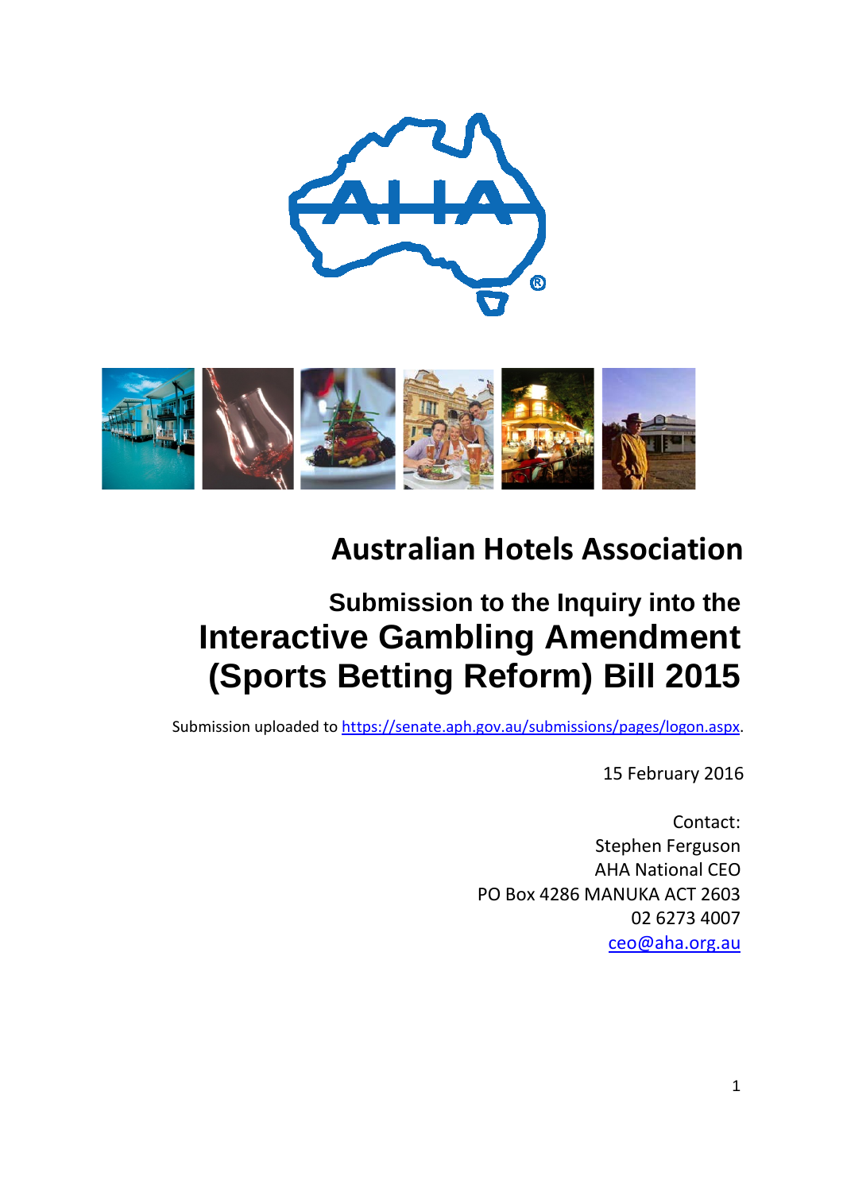# Australian Hotels Association

## Submission to the Inquiry into the Interactive Gambling Amendment (Sports Betting Reform) Bill 2015

Submission uploaded to https://senate.aph.gov.au/submissions/pages/logon.aspx.

15 February 2016

Contact:
Stephen Ferguson
AHA National CEO
PO Box 4286 MANUKA ACT 2603
02 6273 4007
ceo@aha.org.au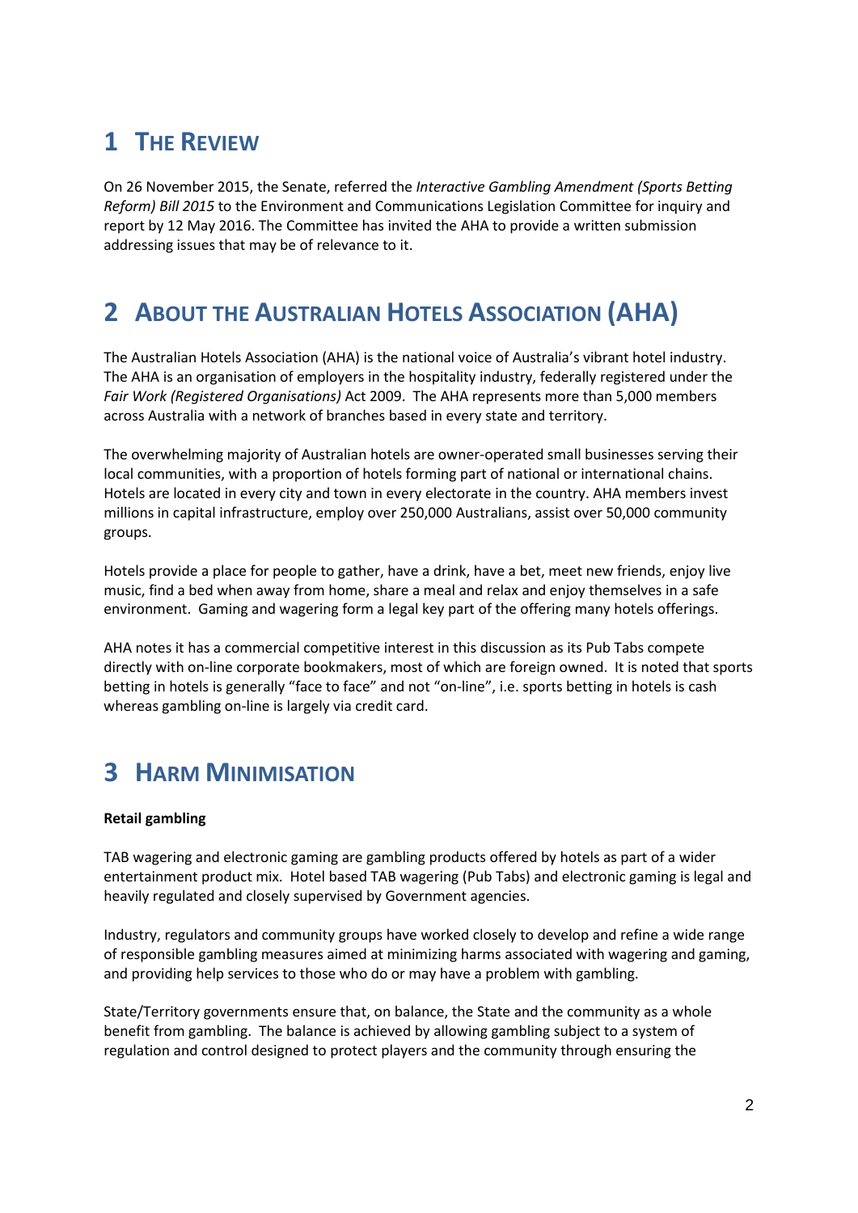# 1 The Review

On 26 November 2015, the Senate, referred the *Interactive Gambling Amendment (Sports Betting Reform) Bill 2015* to the Environment and Communications Legislation Committee for inquiry and report by 12 May 2016. The Committee has invited the AHA to provide a written submission addressing issues that may be of relevance to it.

# 2 About the Australian Hotels Association (AHA)

The Australian Hotels Association (AHA) is the national voice of Australia's vibrant hotel industry. The AHA is an organisation of employers in the hospitality industry, federally registered under the *Fair Work (Registered Organisations)* Act 2009. The AHA represents more than 5,000 members across Australia with a network of branches based in every state and territory.

The overwhelming majority of Australian hotels are owner-operated small businesses serving their local communities, with a proportion of hotels forming part of national or international chains. Hotels are located in every city and town in every electorate in the country. AHA members invest millions in capital infrastructure, employ over 250,000 Australians, assist over 50,000 community groups.

Hotels provide a place for people to gather, have a drink, have a bet, meet new friends, enjoy live music, find a bed when away from home, share a meal and relax and enjoy themselves in a safe environment. Gaming and wagering form a legal key part of the offering many hotels offerings.

AHA notes it has a commercial competitive interest in this discussion as its Pub Tabs compete directly with on-line corporate bookmakers, most of which are foreign owned. It is noted that sports betting in hotels is generally "face to face" and not "on-line", i.e. sports betting in hotels is cash whereas gambling on-line is largely via credit card.

# 3 Harm Minimisation

**Retail gambling**

TAB wagering and electronic gaming are gambling products offered by hotels as part of a wider entertainment product mix. Hotel based TAB wagering (Pub Tabs) and electronic gaming is legal and heavily regulated and closely supervised by Government agencies.

Industry, regulators and community groups have worked closely to develop and refine a wide range of responsible gambling measures aimed at minimizing harms associated with wagering and gaming, and providing help services to those who do or may have a problem with gambling.

State/Territory governments ensure that, on balance, the State and the community as a whole benefit from gambling. The balance is achieved by allowing gambling subject to a system of regulation and control designed to protect players and the community through ensuring the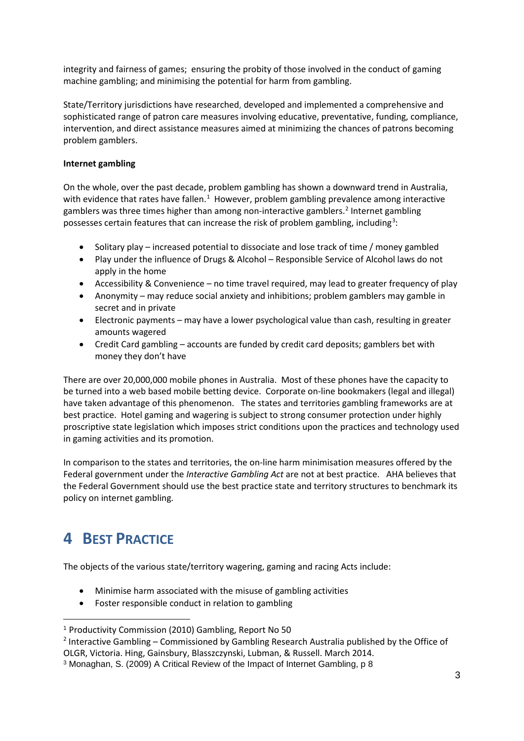integrity and fairness of games; ensuring the probity of those involved in the conduct of gaming machine gambling; and minimising the potential for harm from gambling.

State/Territory jurisdictions have researched, developed and implemented a comprehensive and sophisticated range of patron care measures involving educative, preventative, funding, compliance, intervention, and direct assistance measures aimed at minimizing the chances of patrons becoming problem gamblers.

**Internet gambling**

On the whole, over the past decade, problem gambling has shown a downward trend in Australia, with evidence that rates have fallen.[1] However, problem gambling prevalence among interactive gamblers was three times higher than among non-interactive gamblers.[2] Internet gambling possesses certain features that can increase the risk of problem gambling, including[3]:

- Solitary play – increased potential to dissociate and lose track of time / money gambled
- Play under the influence of Drugs & Alcohol – Responsible Service of Alcohol laws do not apply in the home
- Accessibility & Convenience – no time travel required, may lead to greater frequency of play
- Anonymity – may reduce social anxiety and inhibitions; problem gamblers may gamble in secret and in private
- Electronic payments – may have a lower psychological value than cash, resulting in greater amounts wagered
- Credit Card gambling – accounts are funded by credit card deposits; gamblers bet with money they don't have

There are over 20,000,000 mobile phones in Australia. Most of these phones have the capacity to be turned into a web based mobile betting device. Corporate on-line bookmakers (legal and illegal) have taken advantage of this phenomenon. The states and territories gambling frameworks are at best practice. Hotel gaming and wagering is subject to strong consumer protection under highly proscriptive state legislation which imposes strict conditions upon the practices and technology used in gaming activities and its promotion.

In comparison to the states and territories, the on-line harm minimisation measures offered by the Federal government under the *Interactive Gambling Act* are not at best practice. AHA believes that the Federal Government should use the best practice state and territory structures to benchmark its policy on internet gambling.

# 4 Best Practice

The objects of the various state/territory wagering, gaming and racing Acts include:

- Minimise harm associated with the misuse of gambling activities
- Foster responsible conduct in relation to gambling

---

[1] Productivity Commission (2010) Gambling, Report No 50

[2] Interactive Gambling – Commissioned by Gambling Research Australia published by the Office of OLGR, Victoria. Hing, Gainsbury, Blasszczynski, Lubman, & Russell. March 2014.

[3] Monaghan, S. (2009) A Critical Review of the Impact of Internet Gambling, p 8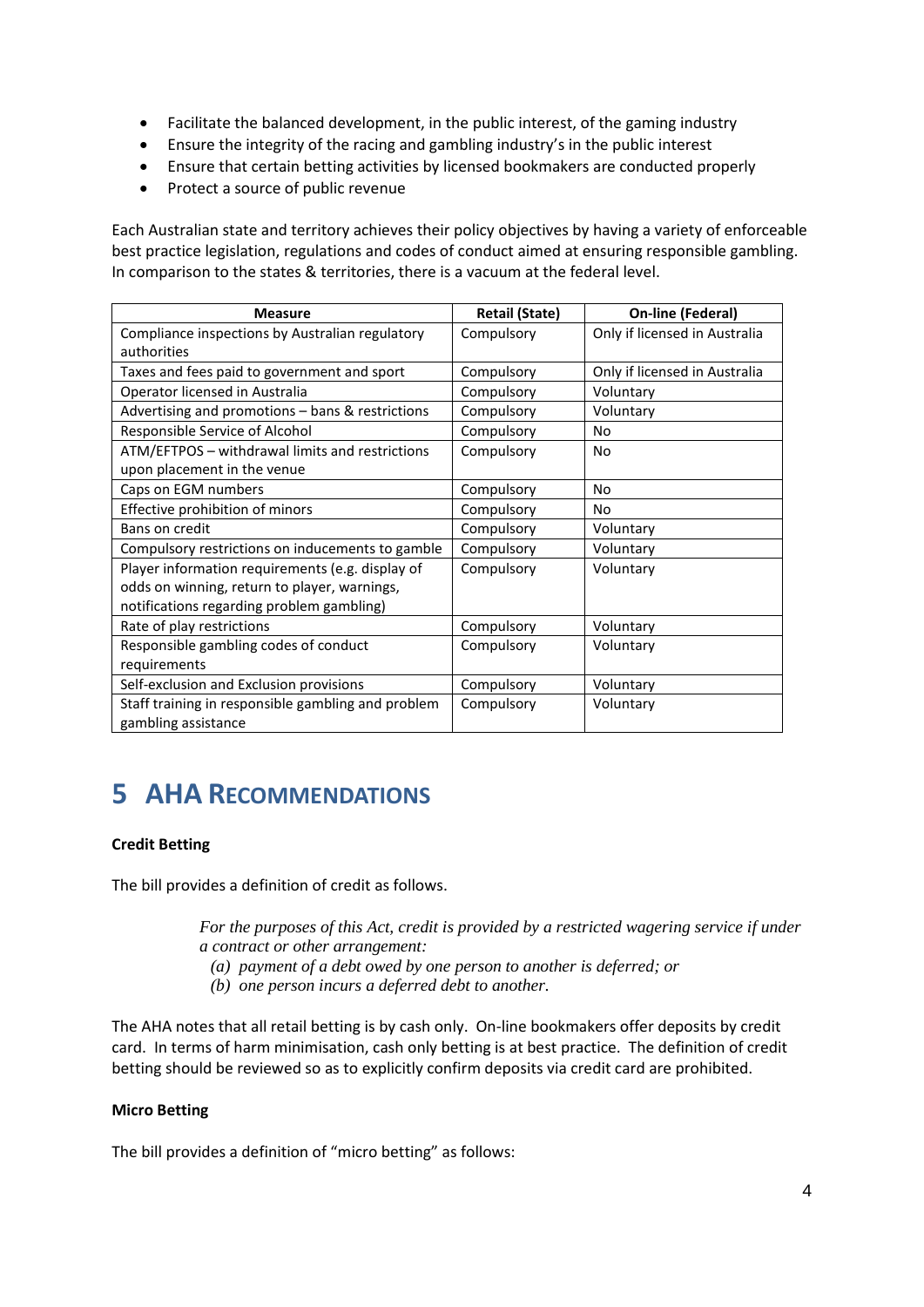- Facilitate the balanced development, in the public interest, of the gaming industry
- Ensure the integrity of the racing and gambling industry's in the public interest
- Ensure that certain betting activities by licensed bookmakers are conducted properly
- Protect a source of public revenue

Each Australian state and territory achieves their policy objectives by having a variety of enforceable best practice legislation, regulations and codes of conduct aimed at ensuring responsible gambling. In comparison to the states & territories, there is a vacuum at the federal level.

| Measure | Retail (State) | On-line (Federal) |
|---|---|---|
| Compliance inspections by Australian regulatory authorities | Compulsory | Only if licensed in Australia |
| Taxes and fees paid to government and sport | Compulsory | Only if licensed in Australia |
| Operator licensed in Australia | Compulsory | Voluntary |
| Advertising and promotions – bans & restrictions | Compulsory | Voluntary |
| Responsible Service of Alcohol | Compulsory | No |
| ATM/EFTPOS – withdrawal limits and restrictions upon placement in the venue | Compulsory | No |
| Caps on EGM numbers | Compulsory | No |
| Effective prohibition of minors | Compulsory | No |
| Bans on credit | Compulsory | Voluntary |
| Compulsory restrictions on inducements to gamble | Compulsory | Voluntary |
| Player information requirements (e.g. display of odds on winning, return to player, warnings, notifications regarding problem gambling) | Compulsory | Voluntary |
| Rate of play restrictions | Compulsory | Voluntary |
| Responsible gambling codes of conduct requirements | Compulsory | Voluntary |
| Self-exclusion and Exclusion provisions | Compulsory | Voluntary |
| Staff training in responsible gambling and problem gambling assistance | Compulsory | Voluntary |

# 5 AHA RECOMMENDATIONS

**Credit Betting**

The bill provides a definition of credit as follows.

> *For the purposes of this Act, credit is provided by a restricted wagering service if under a contract or other arrangement:*
>
> *(a) payment of a debt owed by one person to another is deferred; or*
>
> *(b) one person incurs a deferred debt to another.*

The AHA notes that all retail betting is by cash only. On-line bookmakers offer deposits by credit card. In terms of harm minimisation, cash only betting is at best practice. The definition of credit betting should be reviewed so as to explicitly confirm deposits via credit card are prohibited.

**Micro Betting**

The bill provides a definition of "micro betting" as follows: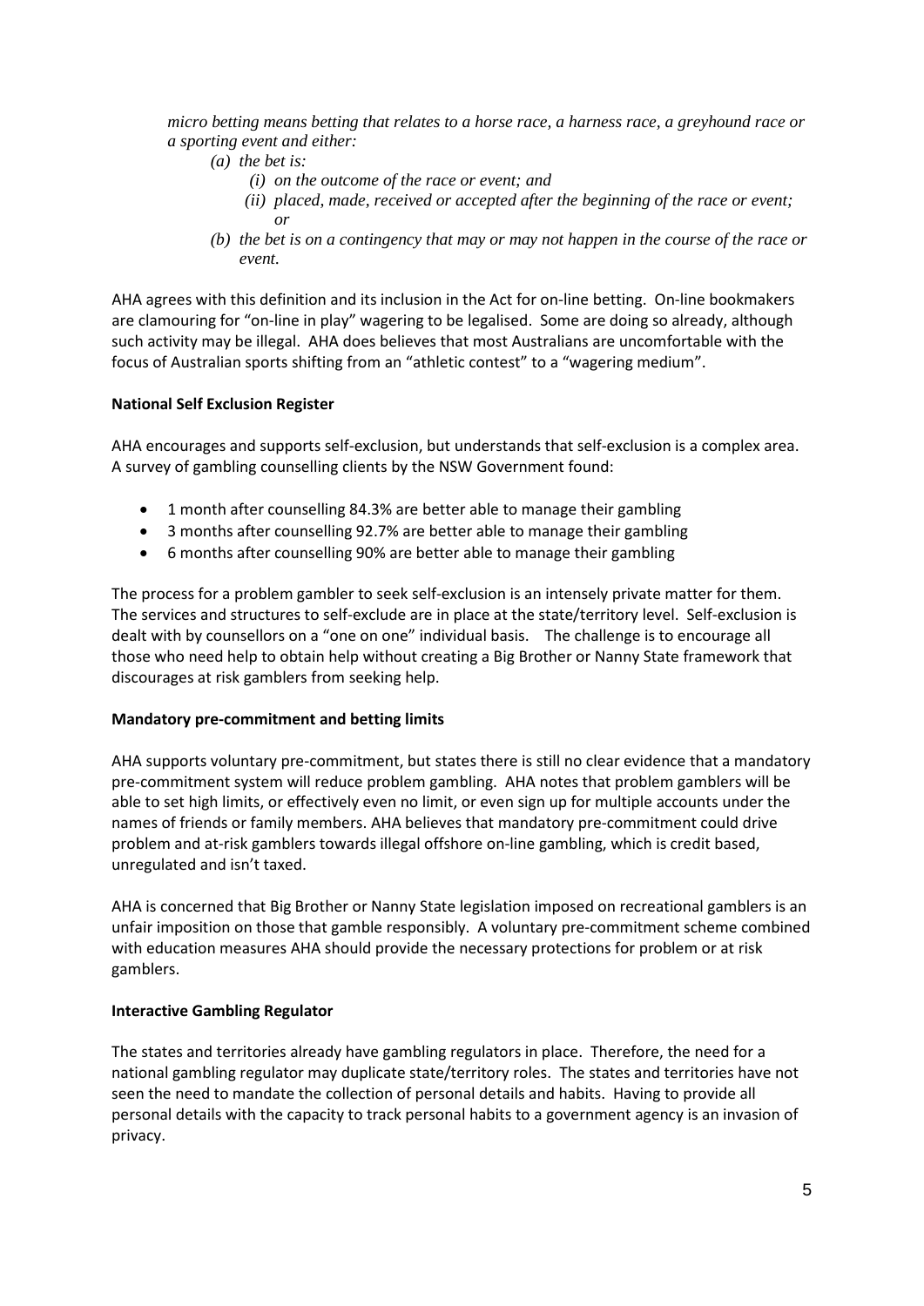*micro betting means betting that relates to a horse race, a harness race, a greyhound race or a sporting event and either:*

- *(a) the bet is:*
  - *(i) on the outcome of the race or event; and*
  - *(ii) placed, made, received or accepted after the beginning of the race or event; or*
- *(b) the bet is on a contingency that may or may not happen in the course of the race or event.*

AHA agrees with this definition and its inclusion in the Act for on-line betting. On-line bookmakers are clamouring for "on-line in play" wagering to be legalised. Some are doing so already, although such activity may be illegal. AHA does believes that most Australians are uncomfortable with the focus of Australian sports shifting from an "athletic contest" to a "wagering medium".

**National Self Exclusion Register**

AHA encourages and supports self-exclusion, but understands that self-exclusion is a complex area. A survey of gambling counselling clients by the NSW Government found:

- 1 month after counselling 84.3% are better able to manage their gambling
- 3 months after counselling 92.7% are better able to manage their gambling
- 6 months after counselling 90% are better able to manage their gambling

The process for a problem gambler to seek self-exclusion is an intensely private matter for them. The services and structures to self-exclude are in place at the state/territory level. Self-exclusion is dealt with by counsellors on a "one on one" individual basis. The challenge is to encourage all those who need help to obtain help without creating a Big Brother or Nanny State framework that discourages at risk gamblers from seeking help.

**Mandatory pre-commitment and betting limits**

AHA supports voluntary pre-commitment, but states there is still no clear evidence that a mandatory pre-commitment system will reduce problem gambling. AHA notes that problem gamblers will be able to set high limits, or effectively even no limit, or even sign up for multiple accounts under the names of friends or family members. AHA believes that mandatory pre-commitment could drive problem and at-risk gamblers towards illegal offshore on-line gambling, which is credit based, unregulated and isn't taxed.

AHA is concerned that Big Brother or Nanny State legislation imposed on recreational gamblers is an unfair imposition on those that gamble responsibly. A voluntary pre-commitment scheme combined with education measures AHA should provide the necessary protections for problem or at risk gamblers.

**Interactive Gambling Regulator**

The states and territories already have gambling regulators in place. Therefore, the need for a national gambling regulator may duplicate state/territory roles. The states and territories have not seen the need to mandate the collection of personal details and habits. Having to provide all personal details with the capacity to track personal habits to a government agency is an invasion of privacy.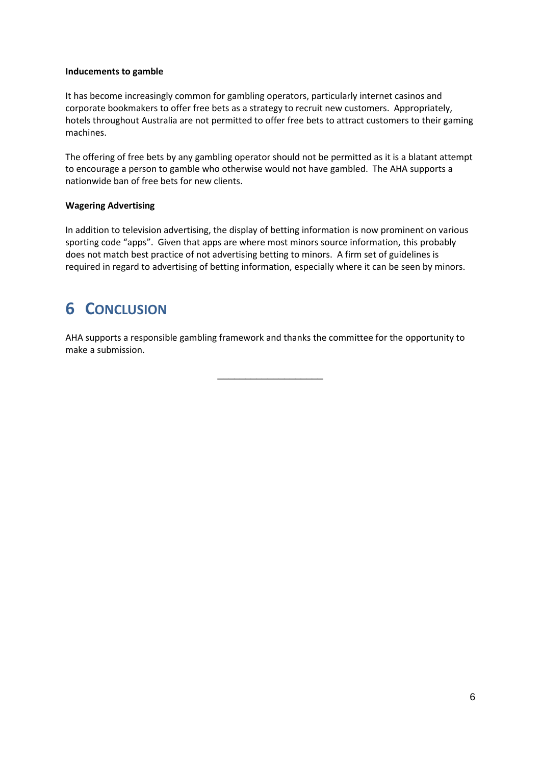**Inducements to gamble**

It has become increasingly common for gambling operators, particularly internet casinos and corporate bookmakers to offer free bets as a strategy to recruit new customers. Appropriately, hotels throughout Australia are not permitted to offer free bets to attract customers to their gaming machines.

The offering of free bets by any gambling operator should not be permitted as it is a blatant attempt to encourage a person to gamble who otherwise would not have gambled. The AHA supports a nationwide ban of free bets for new clients.

**Wagering Advertising**

In addition to television advertising, the display of betting information is now prominent on various sporting code "apps". Given that apps are where most minors source information, this probably does not match best practice of not advertising betting to minors. A firm set of guidelines is required in regard to advertising of betting information, especially where it can be seen by minors.

# 6 CONCLUSION

AHA supports a responsible gambling framework and thanks the committee for the opportunity to make a submission.

---